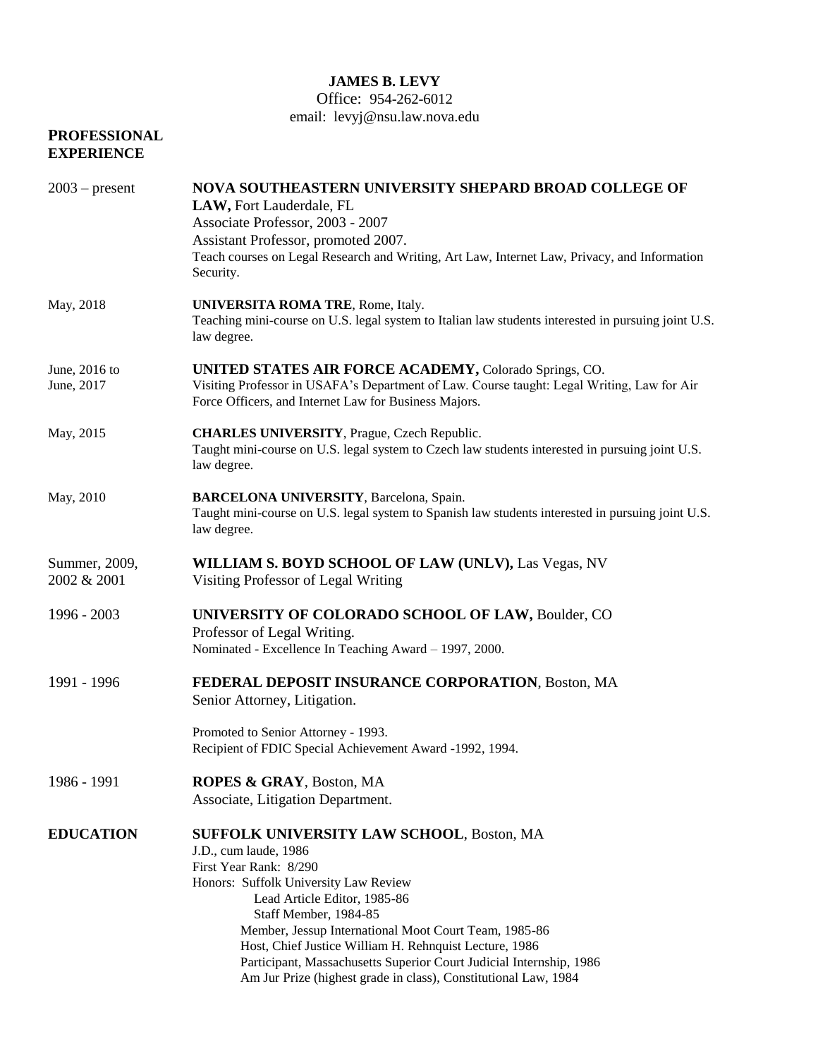# JAMES B. LEVY

Office: 954-262-6012
email: levyj@nsu.law.nova.edu

## PROFESSIONAL EXPERIENCE

**2003 – present** — **NOVA SOUTHEASTERN UNIVERSITY SHEPARD BROAD COLLEGE OF LAW,** Fort Lauderdale, FL
Associate Professor, 2003 - 2007
Assistant Professor, promoted 2007.
Teach courses on Legal Research and Writing, Art Law, Internet Law, Privacy, and Information Security.

**May, 2018** — **UNIVERSITA ROMA TRE**, Rome, Italy.
Teaching mini-course on U.S. legal system to Italian law students interested in pursuing joint U.S. law degree.

**June, 2016 to June, 2017** — **UNITED STATES AIR FORCE ACADEMY,** Colorado Springs, CO.
Visiting Professor in USAFA's Department of Law. Course taught: Legal Writing, Law for Air Force Officers, and Internet Law for Business Majors.

**May, 2015** — **CHARLES UNIVERSITY**, Prague, Czech Republic.
Taught mini-course on U.S. legal system to Czech law students interested in pursuing joint U.S. law degree.

**May, 2010** — **BARCELONA UNIVERSITY**, Barcelona, Spain.
Taught mini-course on U.S. legal system to Spanish law students interested in pursuing joint U.S. law degree.

**Summer, 2009, 2002 & 2001** — **WILLIAM S. BOYD SCHOOL OF LAW (UNLV),** Las Vegas, NV
Visiting Professor of Legal Writing

**1996 - 2003** — **UNIVERSITY OF COLORADO SCHOOL OF LAW,** Boulder, CO
Professor of Legal Writing.
Nominated - Excellence In Teaching Award – 1997, 2000.

**1991 - 1996** — **FEDERAL DEPOSIT INSURANCE CORPORATION**, Boston, MA
Senior Attorney, Litigation.

Promoted to Senior Attorney - 1993.
Recipient of FDIC Special Achievement Award -1992, 1994.

**1986 - 1991** — **ROPES & GRAY**, Boston, MA
Associate, Litigation Department.

## EDUCATION

**SUFFOLK UNIVERSITY LAW SCHOOL**, Boston, MA
J.D., cum laude, 1986
First Year Rank: 8/290
Honors: Suffolk University Law Review
- Lead Article Editor, 1985-86
- Staff Member, 1984-85
- Member, Jessup International Moot Court Team, 1985-86
- Host, Chief Justice William H. Rehnquist Lecture, 1986
- Participant, Massachusetts Superior Court Judicial Internship, 1986
- Am Jur Prize (highest grade in class), Constitutional Law, 1984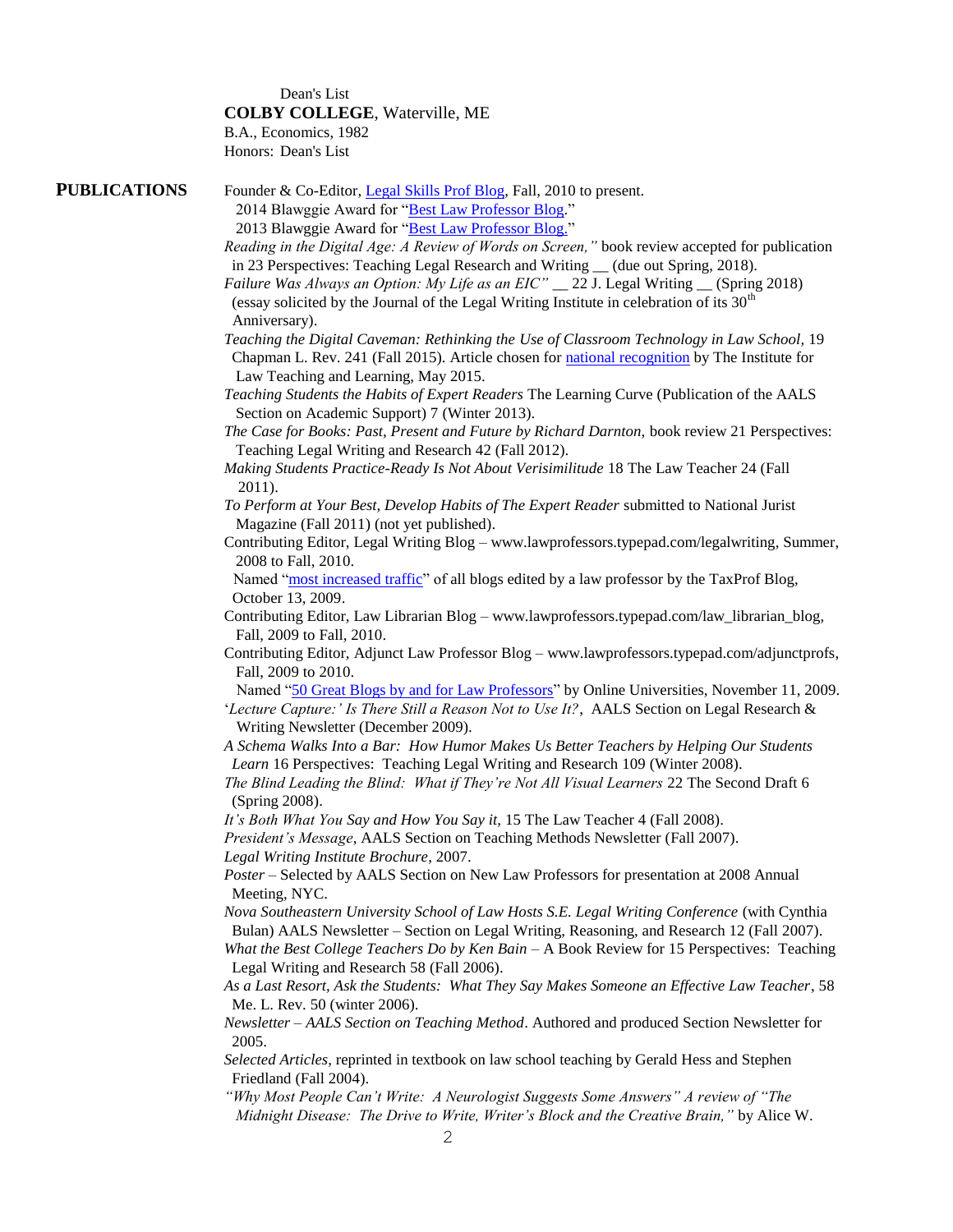Dean's List

**COLBY COLLEGE**, Waterville, ME

B.A., Economics, 1982

Honors: Dean's List

## PUBLICATIONS

Founder & Co-Editor, Legal Skills Prof Blog, Fall, 2010 to present.
2014 Blawggie Award for "Best Law Professor Blog."
2013 Blawggie Award for "Best Law Professor Blog."

*Reading in the Digital Age: A Review of Words on Screen,"* book review accepted for publication in 23 Perspectives: Teaching Legal Research and Writing __ (due out Spring, 2018).

*Failure Was Always an Option: My Life as an EIC"* __ 22 J. Legal Writing __ (Spring 2018) (essay solicited by the Journal of the Legal Writing Institute in celebration of its 30th Anniversary).

*Teaching the Digital Caveman: Rethinking the Use of Classroom Technology in Law School*, 19 Chapman L. Rev. 241 (Fall 2015). Article chosen for national recognition by The Institute for Law Teaching and Learning, May 2015.

*Teaching Students the Habits of Expert Readers* The Learning Curve (Publication of the AALS Section on Academic Support) 7 (Winter 2013).

*The Case for Books: Past, Present and Future by Richard Darnton,* book review 21 Perspectives: Teaching Legal Writing and Research 42 (Fall 2012).

*Making Students Practice-Ready Is Not About Verisimilitude* 18 The Law Teacher 24 (Fall 2011).

*To Perform at Your Best, Develop Habits of The Expert Reader* submitted to National Jurist Magazine (Fall 2011) (not yet published).

Contributing Editor, Legal Writing Blog – www.lawprofessors.typepad.com/legalwriting, Summer, 2008 to Fall, 2010.
Named "most increased traffic" of all blogs edited by a law professor by the TaxProf Blog, October 13, 2009.

Contributing Editor, Law Librarian Blog – www.lawprofessors.typepad.com/law_librarian_blog, Fall, 2009 to Fall, 2010.

Contributing Editor, Adjunct Law Professor Blog – www.lawprofessors.typepad.com/adjunctprofs, Fall, 2009 to 2010.
Named "50 Great Blogs by and for Law Professors" by Online Universities, November 11, 2009.

'*Lecture Capture:' Is There Still a Reason Not to Use It?*, AALS Section on Legal Research & Writing Newsletter (December 2009).

*A Schema Walks Into a Bar: How Humor Makes Us Better Teachers by Helping Our Students Learn* 16 Perspectives: Teaching Legal Writing and Research 109 (Winter 2008).

*The Blind Leading the Blind: What if They're Not All Visual Learners* 22 The Second Draft 6 (Spring 2008).

*It's Both What You Say and How You Say it,* 15 The Law Teacher 4 (Fall 2008).

*President's Message*, AALS Section on Teaching Methods Newsletter (Fall 2007).

*Legal Writing Institute Brochure*, 2007.

*Poster* – Selected by AALS Section on New Law Professors for presentation at 2008 Annual Meeting, NYC.

*Nova Southeastern University School of Law Hosts S.E. Legal Writing Conference* (with Cynthia Bulan) AALS Newsletter – Section on Legal Writing, Reasoning, and Research 12 (Fall 2007).

*What the Best College Teachers Do by Ken Bain* – A Book Review for 15 Perspectives: Teaching Legal Writing and Research 58 (Fall 2006).

*As a Last Resort, Ask the Students: What They Say Makes Someone an Effective Law Teacher*, 58 Me. L. Rev. 50 (winter 2006).

*Newsletter – AALS Section on Teaching Method*. Authored and produced Section Newsletter for 2005.

*Selected Articles*, reprinted in textbook on law school teaching by Gerald Hess and Stephen Friedland (Fall 2004).

*"Why Most People Can't Write: A Neurologist Suggests Some Answers" A review of "The Midnight Disease: The Drive to Write, Writer's Block and the Creative Brain,"* by Alice W.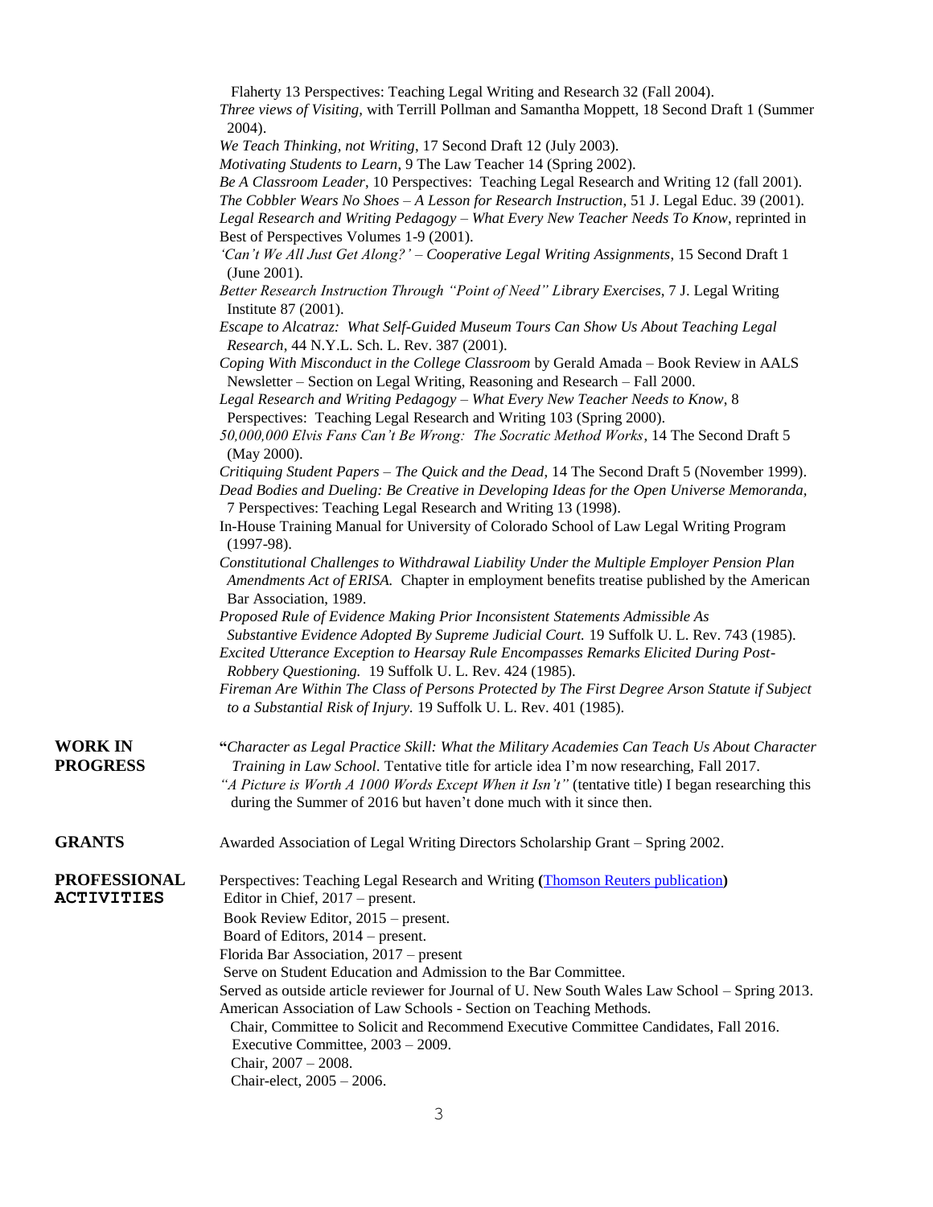Flaherty 13 Perspectives: Teaching Legal Writing and Research 32 (Fall 2004).

*Three views of Visiting*, with Terrill Pollman and Samantha Moppett, 18 Second Draft 1 (Summer 2004).

*We Teach Thinking, not Writing*, 17 Second Draft 12 (July 2003).

*Motivating Students to Learn*, 9 The Law Teacher 14 (Spring 2002).

*Be A Classroom Leader*, 10 Perspectives: Teaching Legal Research and Writing 12 (fall 2001).

*The Cobbler Wears No Shoes – A Lesson for Research Instruction*, 51 J. Legal Educ. 39 (2001).

*Legal Research and Writing Pedagogy – What Every New Teacher Needs To Know*, reprinted in Best of Perspectives Volumes 1-9 (2001).

*'Can't We All Just Get Along?' – Cooperative Legal Writing Assignments*, 15 Second Draft 1 (June 2001).

*Better Research Instruction Through "Point of Need" Library Exercises*, 7 J. Legal Writing Institute 87 (2001).

*Escape to Alcatraz: What Self-Guided Museum Tours Can Show Us About Teaching Legal Research*, 44 N.Y.L. Sch. L. Rev. 387 (2001).

*Coping With Misconduct in the College Classroom* by Gerald Amada – Book Review in AALS Newsletter – Section on Legal Writing, Reasoning and Research – Fall 2000.

*Legal Research and Writing Pedagogy – What Every New Teacher Needs to Know*, 8 Perspectives: Teaching Legal Research and Writing 103 (Spring 2000).

*50,000,000 Elvis Fans Can't Be Wrong: The Socratic Method Works*, 14 The Second Draft 5 (May 2000).

*Critiquing Student Papers – The Quick and the Dead*, 14 The Second Draft 5 (November 1999).

*Dead Bodies and Dueling: Be Creative in Developing Ideas for the Open Universe Memoranda*, 7 Perspectives: Teaching Legal Research and Writing 13 (1998).

In-House Training Manual for University of Colorado School of Law Legal Writing Program (1997-98).

*Constitutional Challenges to Withdrawal Liability Under the Multiple Employer Pension Plan Amendments Act of ERISA.* Chapter in employment benefits treatise published by the American Bar Association, 1989.

*Proposed Rule of Evidence Making Prior Inconsistent Statements Admissible As Substantive Evidence Adopted By Supreme Judicial Court.* 19 Suffolk U. L. Rev. 743 (1985).

*Excited Utterance Exception to Hearsay Rule Encompasses Remarks Elicited During Post-Robbery Questioning.* 19 Suffolk U. L. Rev. 424 (1985).

*Fireman Are Within The Class of Persons Protected by The First Degree Arson Statute if Subject to a Substantial Risk of Injury.* 19 Suffolk U. L. Rev. 401 (1985).

## WORK IN PROGRESS

"*Character as Legal Practice Skill: What the Military Academies Can Teach Us About Character Training in Law School*. Tentative title for article idea I'm now researching, Fall 2017.

*"A Picture is Worth A 1000 Words Except When it Isn't"* (tentative title) I began researching this during the Summer of 2016 but haven't done much with it since then.

## GRANTS

Awarded Association of Legal Writing Directors Scholarship Grant – Spring 2002.

## PROFESSIONAL ACTIVITIES

Perspectives: Teaching Legal Research and Writing **(**Thomson Reuters publication**)**
- Editor in Chief, 2017 – present.
- Book Review Editor, 2015 – present.
- Board of Editors, 2014 – present.

Florida Bar Association, 2017 – present
- Serve on Student Education and Admission to the Bar Committee.

Served as outside article reviewer for Journal of U. New South Wales Law School – Spring 2013.

American Association of Law Schools - Section on Teaching Methods.
- Chair, Committee to Solicit and Recommend Executive Committee Candidates, Fall 2016.
- Executive Committee, 2003 – 2009.
- Chair, 2007 – 2008.
- Chair-elect, 2005 – 2006.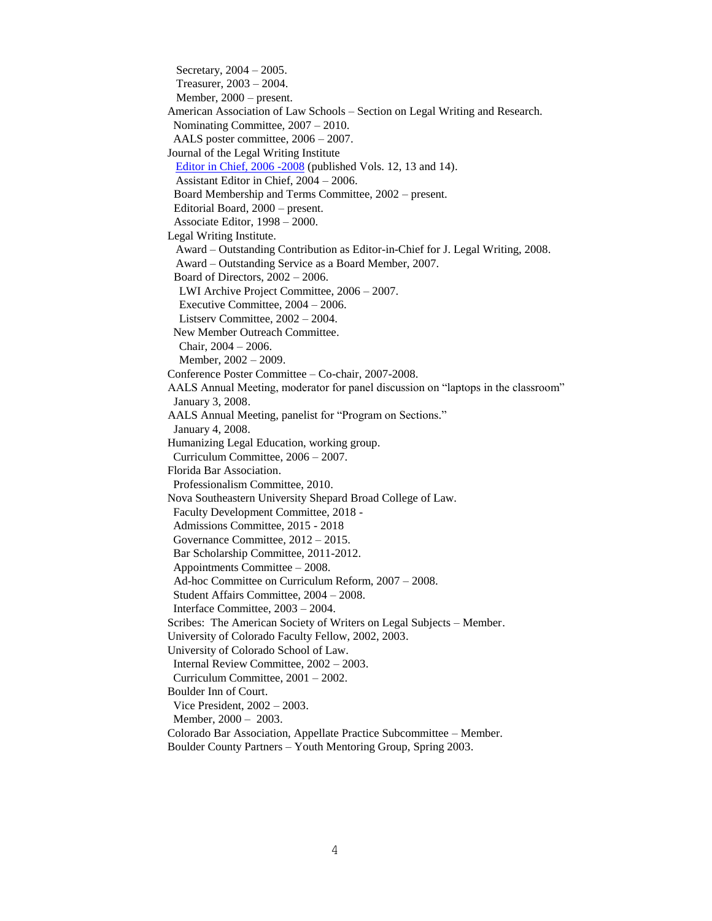Secretary, 2004 – 2005.
Treasurer, 2003 – 2004.
Member, 2000 – present.

American Association of Law Schools – Section on Legal Writing and Research.
- Nominating Committee, 2007 – 2010.
- AALS poster committee, 2006 – 2007.

Journal of the Legal Writing Institute
- Editor in Chief, 2006 -2008 (published Vols. 12, 13 and 14).
- Assistant Editor in Chief, 2004 – 2006.
- Board Membership and Terms Committee, 2002 – present.
- Editorial Board, 2000 – present.
- Associate Editor, 1998 – 2000.

Legal Writing Institute.
- Award – Outstanding Contribution as Editor-in-Chief for J. Legal Writing, 2008.
- Award – Outstanding Service as a Board Member, 2007.
- Board of Directors, 2002 – 2006.
  - LWI Archive Project Committee, 2006 – 2007.
  - Executive Committee, 2004 – 2006.
  - Listserv Committee, 2002 – 2004.
- New Member Outreach Committee.
  - Chair, 2004 – 2006.
  - Member, 2002 – 2009.

Conference Poster Committee – Co-chair, 2007-2008.

AALS Annual Meeting, moderator for panel discussion on "laptops in the classroom"
January 3, 2008.

AALS Annual Meeting, panelist for "Program on Sections."
January 4, 2008.

Humanizing Legal Education, working group.
- Curriculum Committee, 2006 – 2007.

Florida Bar Association.
- Professionalism Committee, 2010.

Nova Southeastern University Shepard Broad College of Law.
- Faculty Development Committee, 2018 -
- Admissions Committee, 2015 - 2018
- Governance Committee, 2012 – 2015.
- Bar Scholarship Committee, 2011-2012.
- Appointments Committee – 2008.
- Ad-hoc Committee on Curriculum Reform, 2007 – 2008.
- Student Affairs Committee, 2004 – 2008.
- Interface Committee, 2003 – 2004.

Scribes: The American Society of Writers on Legal Subjects – Member.

University of Colorado Faculty Fellow, 2002, 2003.

University of Colorado School of Law.
- Internal Review Committee, 2002 – 2003.
- Curriculum Committee, 2001 – 2002.

Boulder Inn of Court.
- Vice President, 2002 – 2003.
- Member, 2000 – 2003.

Colorado Bar Association, Appellate Practice Subcommittee – Member.

Boulder County Partners – Youth Mentoring Group, Spring 2003.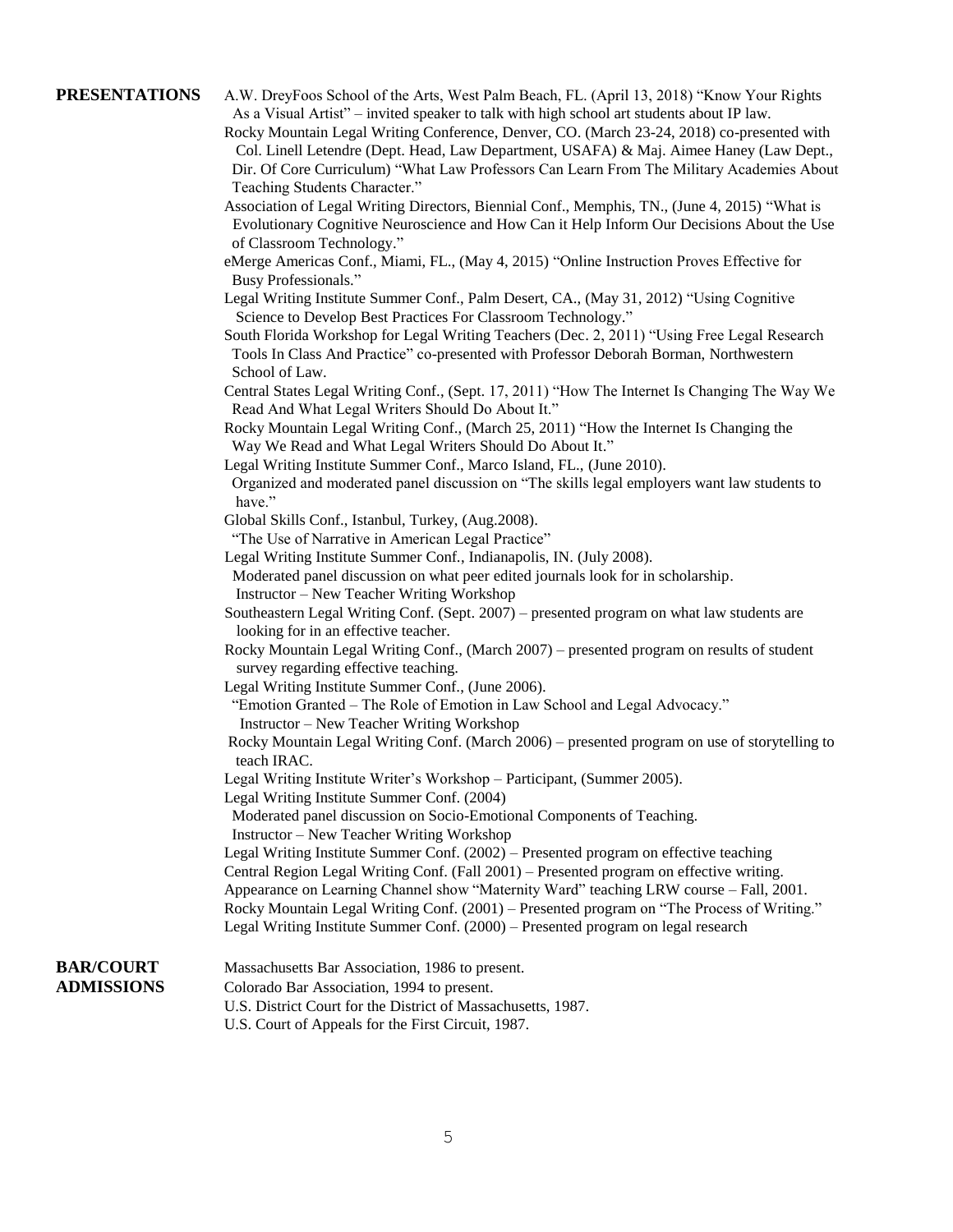## PRESENTATIONS

A.W. DreyFoos School of the Arts, West Palm Beach, FL. (April 13, 2018) "Know Your Rights As a Visual Artist" – invited speaker to talk with high school art students about IP law.

Rocky Mountain Legal Writing Conference, Denver, CO. (March 23-24, 2018) co-presented with Col. Linell Letendre (Dept. Head, Law Department, USAFA) & Maj. Aimee Haney (Law Dept., Dir. Of Core Curriculum) "What Law Professors Can Learn From The Military Academies About Teaching Students Character."

Association of Legal Writing Directors, Biennial Conf., Memphis, TN., (June 4, 2015) "What is Evolutionary Cognitive Neuroscience and How Can it Help Inform Our Decisions About the Use of Classroom Technology."

eMerge Americas Conf., Miami, FL., (May 4, 2015) "Online Instruction Proves Effective for Busy Professionals."

Legal Writing Institute Summer Conf., Palm Desert, CA., (May 31, 2012) "Using Cognitive Science to Develop Best Practices For Classroom Technology."

South Florida Workshop for Legal Writing Teachers (Dec. 2, 2011) "Using Free Legal Research Tools In Class And Practice" co-presented with Professor Deborah Borman, Northwestern School of Law.

Central States Legal Writing Conf., (Sept. 17, 2011) "How The Internet Is Changing The Way We Read And What Legal Writers Should Do About It."

Rocky Mountain Legal Writing Conf., (March 25, 2011) "How the Internet Is Changing the Way We Read and What Legal Writers Should Do About It."

Legal Writing Institute Summer Conf., Marco Island, FL., (June 2010).
Organized and moderated panel discussion on "The skills legal employers want law students to have."

Global Skills Conf., Istanbul, Turkey, (Aug.2008).
"The Use of Narrative in American Legal Practice"

Legal Writing Institute Summer Conf., Indianapolis, IN. (July 2008).
Moderated panel discussion on what peer edited journals look for in scholarship.
Instructor – New Teacher Writing Workshop

Southeastern Legal Writing Conf. (Sept. 2007) – presented program on what law students are looking for in an effective teacher.

Rocky Mountain Legal Writing Conf., (March 2007) – presented program on results of student survey regarding effective teaching.

Legal Writing Institute Summer Conf., (June 2006).
"Emotion Granted – The Role of Emotion in Law School and Legal Advocacy."
Instructor – New Teacher Writing Workshop

Rocky Mountain Legal Writing Conf. (March 2006) – presented program on use of storytelling to teach IRAC.

Legal Writing Institute Writer's Workshop – Participant, (Summer 2005).

Legal Writing Institute Summer Conf. (2004)
Moderated panel discussion on Socio-Emotional Components of Teaching.
Instructor – New Teacher Writing Workshop

Legal Writing Institute Summer Conf. (2002) – Presented program on effective teaching

Central Region Legal Writing Conf. (Fall 2001) – Presented program on effective writing.

Appearance on Learning Channel show "Maternity Ward" teaching LRW course – Fall, 2001.

Rocky Mountain Legal Writing Conf. (2001) – Presented program on "The Process of Writing."

Legal Writing Institute Summer Conf. (2000) – Presented program on legal research

## BAR/COURT ADMISSIONS

Massachusetts Bar Association, 1986 to present.

Colorado Bar Association, 1994 to present.

U.S. District Court for the District of Massachusetts, 1987.

U.S. Court of Appeals for the First Circuit, 1987.